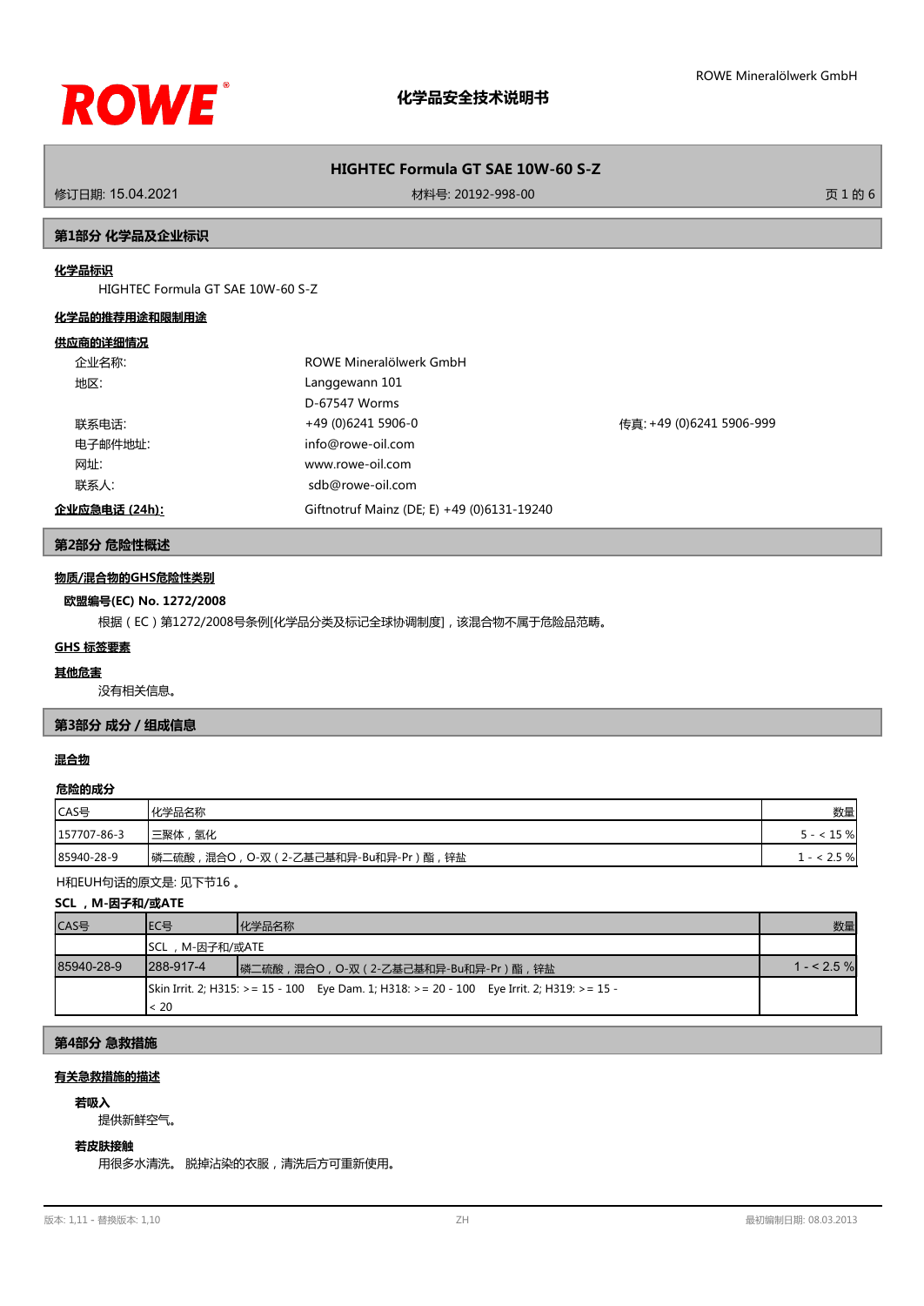# 化学品安全技术说明书

## HIGHTEC Formula GT SAE 10W-60 S-Z

修订日期: 15.04.2021 | 材料号: 20192-998-00

## 第1部分 化学品及企业标识

**化学品标识**

HIGHTEC Formula GT SAE 10W-60 S-Z

**化学品的推荐用途和限制用途**

**供应商的详细情况**

| | | |
|---|---|---|
| 企业名称: | ROWE Mineralölwerk GmbH | |
| 地区: | Langgewann 101 | |
| | D-67547 Worms | |
| 联系电话: | +49 (0)6241 5906-0 | 传真: +49 (0)6241 5906-999 |
| 电子邮件地址: | info@rowe-oil.com | |
| 网址: | www.rowe-oil.com | |
| 联系人: | sdb@rowe-oil.com | |

**企业应急电话 (24h):** Giftnotruf Mainz (DE; E) +49 (0)6131-19240

## 第2部分 危险性概述

**物质/混合物的GHS危险性类别**

**欧盟编号(EC) No. 1272/2008**

根据（EC）第1272/2008号条例[化学品分类及标记全球协调制度]，该混合物不属于危险品范畴。

**GHS 标签要素**

**其他危害**

没有相关信息。

## 第3部分 成分 / 组成信息

**混合物**

**危险的成分**

| CAS号 | 化学品名称 | 数量 |
|---|---|---|
| 157707-86-3 | 三聚体，氢化 | 5 - < 15 % |
| 85940-28-9 | 磷二硫酸，混合O，O-双（2-乙基己基和异-Bu和异-Pr）酯，锌盐 | 1 - < 2.5 % |

H和EUH句话的原文是: 见下节16 。

**SCL ，M-因子和/或ATE**

| CAS号 | EC号 | 化学品名称 | 数量 |
|---|---|---|---|
| | SCL ，M-因子和/或ATE | | |
| 85940-28-9 | 288-917-4 | 磷二硫酸，混合O，O-双（2-乙基己基和异-Bu和异-Pr）酯，锌盐 | 1 - < 2.5 % |
| | Skin Irrit. 2; H315: >= 15 - 100 Eye Dam. 1; H318: >= 20 - 100 Eye Irrit. 2; H319: >= 15 - < 20 | | |

## 第4部分 急救措施

**有关急救措施的描述**

**若吸入**

提供新鲜空气。

**若皮肤接触**

用很多水清洗。 脱掉沾染的衣服，清洗后方可重新使用。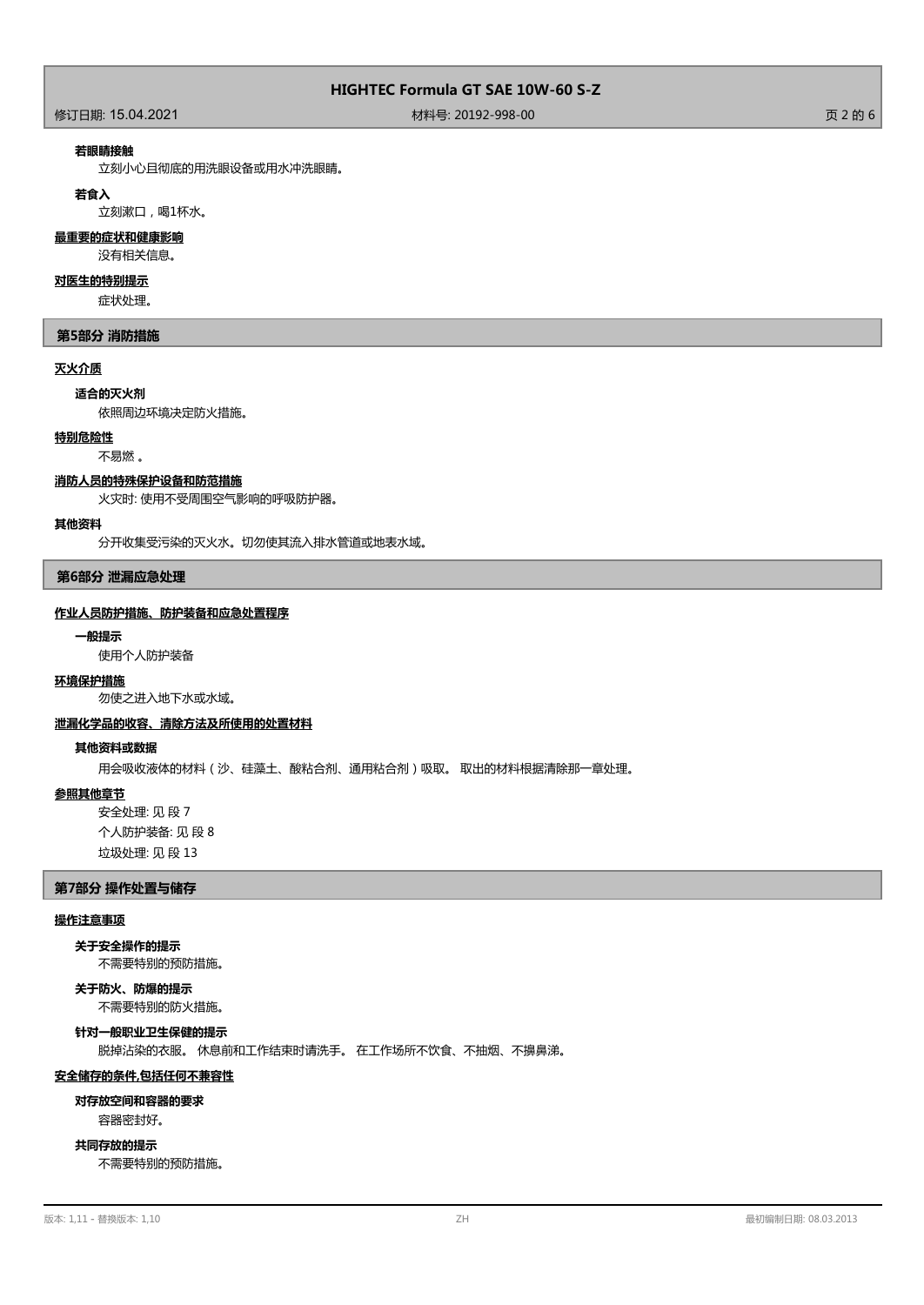**若眼睛接触**

立刻小心且彻底的用洗眼设备或用水冲洗眼睛。

**若食入**

立刻漱口，喝1杯水。

**最重要的症状和健康影响**

没有相关信息。

**对医生的特别提示**

症状处理。

## 第5部分 消防措施

**灭火介质**

**适合的灭火剂**

依照周边环境决定防火措施。

**特别危险性**

不易燃 。

**消防人员的特殊保护设备和防范措施**

火灾时: 使用不受周围空气影响的呼吸防护器。

**其他资料**

分开收集受污染的灭火水。切勿使其流入排水管道或地表水域。

## 第6部分 泄漏应急处理

**作业人员防护措施、防护装备和应急处置程序**

**一般提示**

使用个人防护装备

**环境保护措施**

勿使之进入地下水或水域。

**泄漏化学品的收容、清除方法及所使用的处置材料**

**其他资料或数据**

用会吸收液体的材料（沙、硅藻土、酸粘合剂、通用粘合剂）吸取。 取出的材料根据清除那一章处理。

**参照其他章节**

安全处理: 见 段 7

个人防护装备: 见 段 8

垃圾处理: 见 段 13

## 第7部分 操作处置与储存

**操作注意事项**

**关于安全操作的提示**

不需要特别的预防措施。

**关于防火、防爆的提示**

不需要特别的防火措施。

**针对一般职业卫生保健的提示**

脱掉沾染的衣服。 休息前和工作结束时请洗手。 在工作场所不饮食、不抽烟、不擤鼻涕。

**安全储存的条件,包括任何不兼容性**

**对存放空间和容器的要求**

容器密封好。

**共同存放的提示**

不需要特别的预防措施。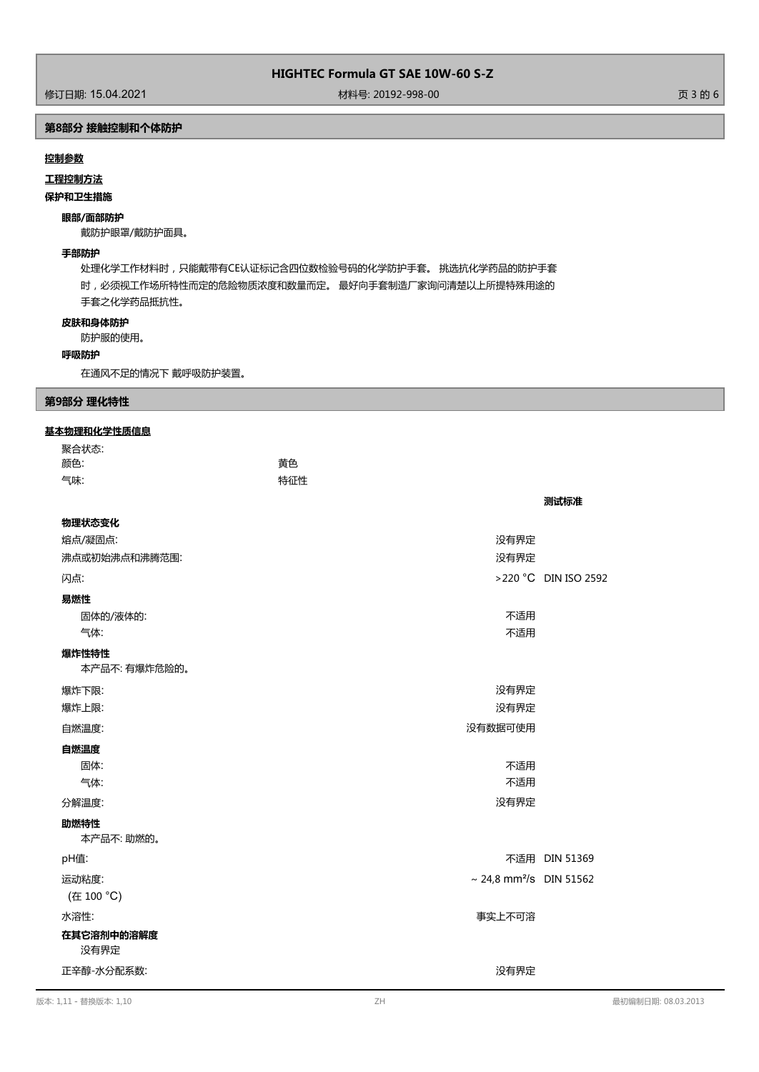## 第8部分 接触控制和个体防护

**控制参数**

**工程控制方法**

**保护和卫生措施**

**眼部/面部防护**

戴防护眼罩/戴防护面具。

**手部防护**

处理化学工作材料时，只能戴带有CE认证标记含四位数检验号码的化学防护手套。 挑选抗化学药品的防护手套时，必须视工作场所特性而定的危险物质浓度和数量而定。 最好向手套制造厂家询问清楚以上所提特殊用途的手套之化学药品抵抗性。

**皮肤和身体防护**

防护服的使用。

**呼吸防护**

在通风不足的情况下 戴呼吸防护装置。

## 第9部分 理化特性

**基本物理和化学性质信息**

聚合状态:

颜色: 黄色

气味: 特征性

| | | 测试标准 |
|---|---|---|
| **物理状态变化** | | |
| 熔点/凝固点: | 没有界定 | |
| 沸点或初始沸点和沸腾范围: | 没有界定 | |
| 闪点: | >220 °C | DIN ISO 2592 |
| **易燃性** | | |
| 固体的/液体的: | 不适用 | |
| 气体: | 不适用 | |
| **爆炸性特性** | | |
| 本产品不: 有爆炸危险的。 | | |
| 爆炸下限: | 没有界定 | |
| 爆炸上限: | 没有界定 | |
| 自燃温度: | 没有数据可使用 | |
| **自燃温度** | | |
| 固体: | 不适用 | |
| 气体: | 不适用 | |
| 分解温度: | 没有界定 | |
| **助燃特性** | | |
| 本产品不: 助燃的。 | | |
| pH值: | 不适用 | DIN 51369 |
| 运动粘度: (在 100 °C) | ~ 24,8 mm²/s | DIN 51562 |
| 水溶性: | 事实上不可溶 | |
| **在其它溶剂中的溶解度** | | |
| 没有界定 | | |
| 正辛醇-水分配系数: | 没有界定 | |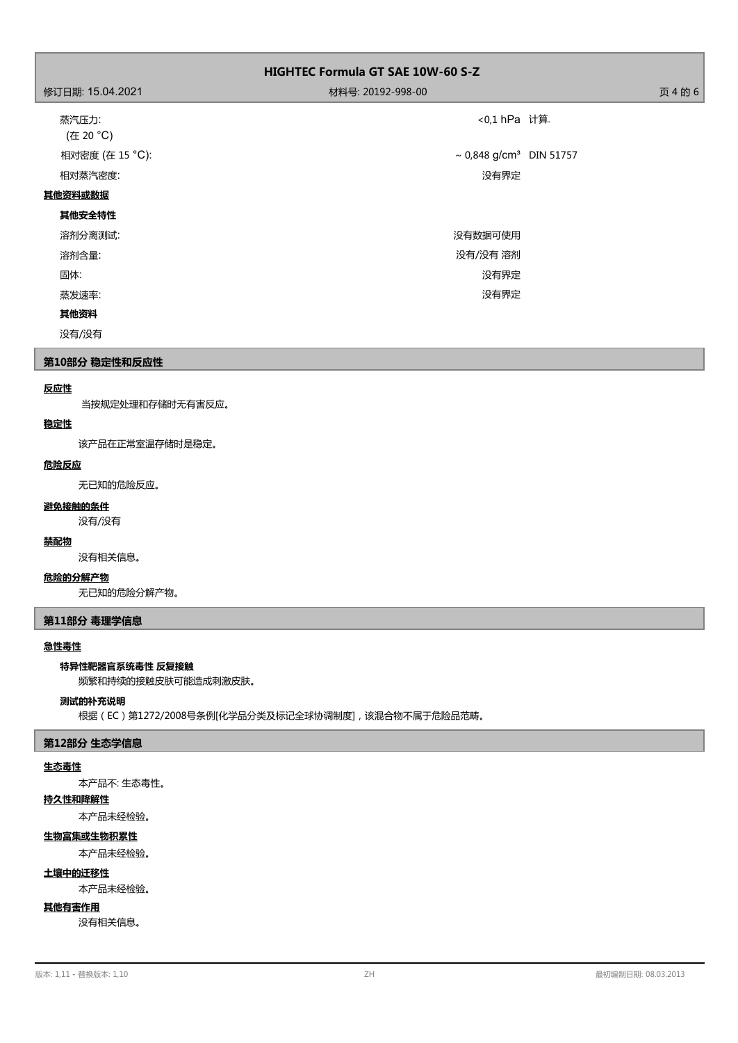| | | |
|---|---|---|
| 蒸汽压力:<br>(在 20 °C) | <0,1 hPa | 计算. |
| 相对密度 (在 15 °C): | ~ 0,848 g/cm³ | DIN 51757 |
| 相对蒸汽密度: | 没有界定 | |

**其他资料或数据**

**其他安全特性**

| | |
|---|---|
| 溶剂分离测试: | 没有数据可使用 |
| 溶剂含量: | 没有/没有 溶剂 |
| 固体: | 没有界定 |
| 蒸发速率: | 没有界定 |

**其他资料**

没有/没有

## 第10部分 稳定性和反应性

**反应性**

当按规定处理和存储时无有害反应。

**稳定性**

该产品在正常室温存储时是稳定。

**危险反应**

无已知的危险反应。

**避免接触的条件**

没有/没有

**禁配物**

没有相关信息。

**危险的分解产物**

无已知的危险分解产物。

## 第11部分 毒理学信息

**急性毒性**

**特异性靶器官系统毒性 反复接触**

频繁和持续的接触皮肤可能造成刺激皮肤。

**测试的补充说明**

根据（EC）第1272/2008号条例[化学品分类及标记全球协调制度]，该混合物不属于危险品范畴。

## 第12部分 生态学信息

**生态毒性**

本产品不: 生态毒性。

**持久性和降解性**

本产品未经检验。

**生物富集或生物积累性**

本产品未经检验。

**土壤中的迁移性**

本产品未经检验。

**其他有害作用**

没有相关信息。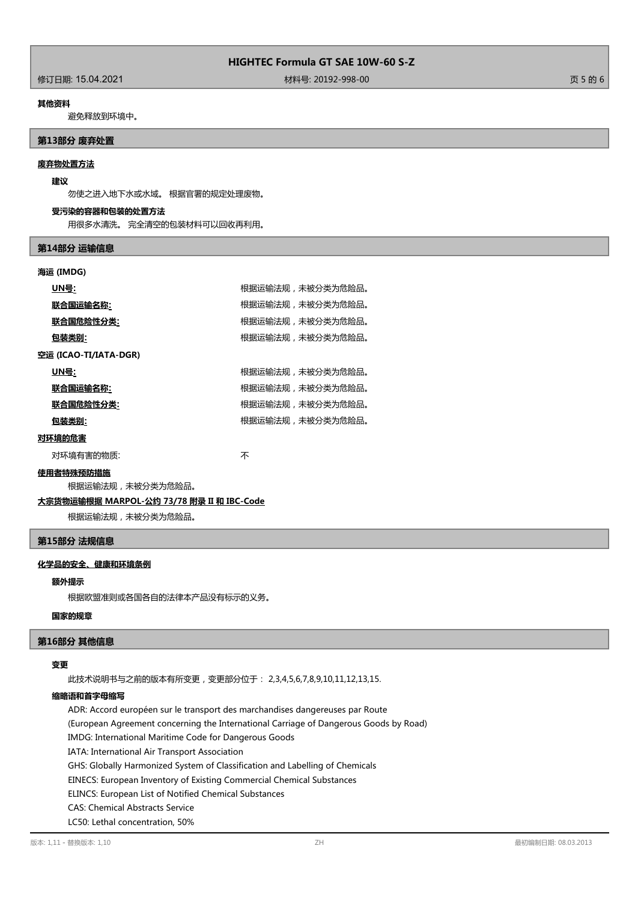**其他资料**

避免释放到环境中。

## 第13部分 废弃处置

### 废弃物处置方法

**建议**

勿使之进入地下水或水域。 根据官署的规定处理废物。

**受污染的容器和包装的处置方法**

用很多水清洗。 完全清空的包装材料可以回收再利用。

## 第14部分 运输信息

**海运 (IMDG)**

| | |
|---|---|
| **UN号:** | 根据运输法规，未被分类为危险品。 |
| **联合国运输名称:** | 根据运输法规，未被分类为危险品。 |
| **联合国危险性分类:** | 根据运输法规，未被分类为危险品。 |
| **包装类别:** | 根据运输法规，未被分类为危险品。 |

**空运 (ICAO-TI/IATA-DGR)**

| | |
|---|---|
| **UN号:** | 根据运输法规，未被分类为危险品。 |
| **联合国运输名称:** | 根据运输法规，未被分类为危险品。 |
| **联合国危险性分类:** | 根据运输法规，未被分类为危险品。 |
| **包装类别:** | 根据运输法规，未被分类为危险品。 |

**对环境的危害**

对环境有害的物质: 不

**使用者特殊预防措施**

根据运输法规，未被分类为危险品。

**大宗货物运输根据 MARPOL-公约 73/78 附录 II 和 IBC-Code**

根据运输法规，未被分类为危险品。

## 第15部分 法规信息

### 化学品的安全、健康和环境条例

**额外提示**

根据欧盟准则或各国各自的法律本产品没有标示的义务。

**国家的规章**

## 第16部分 其他信息

**变更**

此技术说明书与之前的版本有所变更，变更部分位于： 2,3,4,5,6,7,8,9,10,11,12,13,15.

**缩略语和首字母缩写**

ADR: Accord européen sur le transport des marchandises dangereuses par Route
(European Agreement concerning the International Carriage of Dangerous Goods by Road)
IMDG: International Maritime Code for Dangerous Goods
IATA: International Air Transport Association
GHS: Globally Harmonized System of Classification and Labelling of Chemicals
EINECS: European Inventory of Existing Commercial Chemical Substances
ELINCS: European List of Notified Chemical Substances
CAS: Chemical Abstracts Service
LC50: Lethal concentration, 50%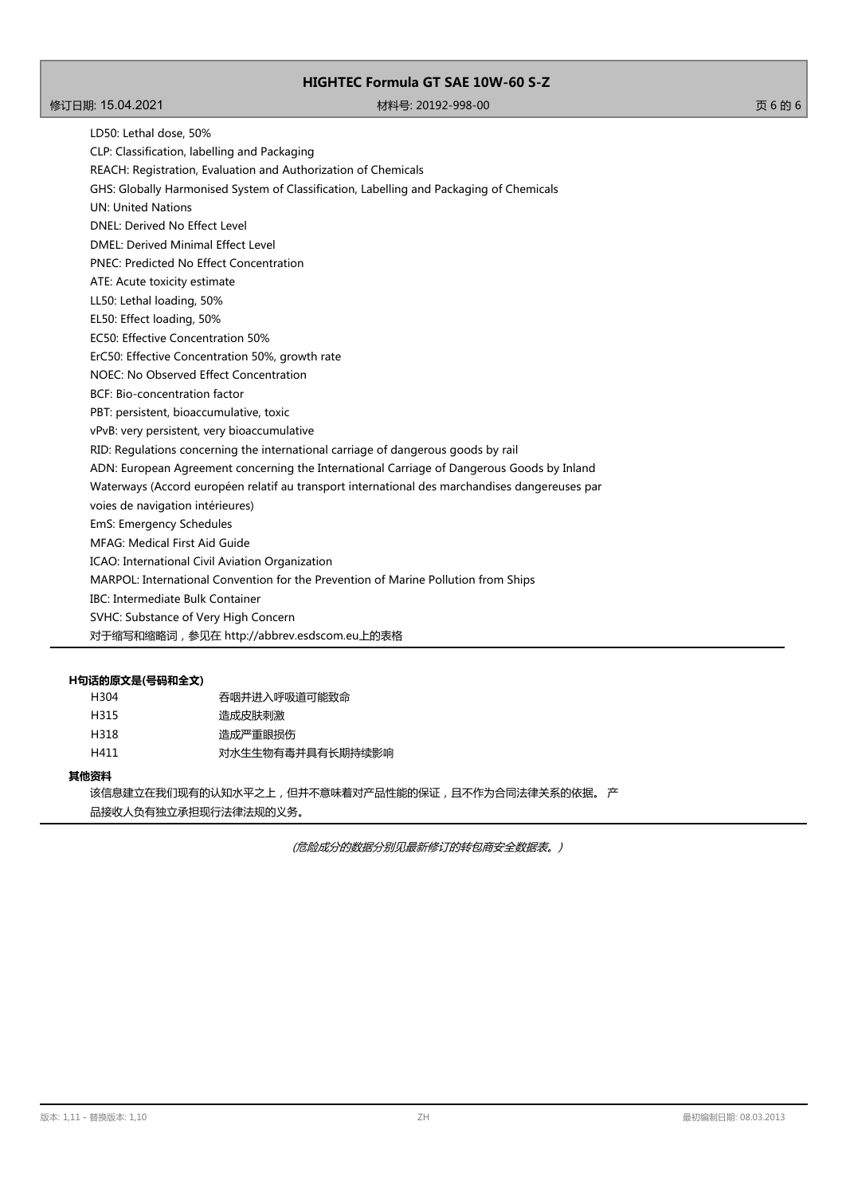LD50: Lethal dose, 50%
CLP: Classification, labelling and Packaging
REACH: Registration, Evaluation and Authorization of Chemicals
GHS: Globally Harmonised System of Classification, Labelling and Packaging of Chemicals
UN: United Nations
DNEL: Derived No Effect Level
DMEL: Derived Minimal Effect Level
PNEC: Predicted No Effect Concentration
ATE: Acute toxicity estimate
LL50: Lethal loading, 50%
EL50: Effect loading, 50%
EC50: Effective Concentration 50%
ErC50: Effective Concentration 50%, growth rate
NOEC: No Observed Effect Concentration
BCF: Bio-concentration factor
PBT: persistent, bioaccumulative, toxic
vPvB: very persistent, very bioaccumulative
RID: Regulations concerning the international carriage of dangerous goods by rail
ADN: European Agreement concerning the International Carriage of Dangerous Goods by Inland Waterways (Accord européen relatif au transport international des marchandises dangereuses par voies de navigation intérieures)
EmS: Emergency Schedules
MFAG: Medical First Aid Guide
ICAO: International Civil Aviation Organization
MARPOL: International Convention for the Prevention of Marine Pollution from Ships
IBC: Intermediate Bulk Container
SVHC: Substance of Very High Concern
对于缩写和缩略词，参见在 http://abbrev.esdscom.eu上的表格

**H句话的原文是(号码和全文)**

| | |
|---|---|
| H304 | 吞咽并进入呼吸道可能致命 |
| H315 | 造成皮肤刺激 |
| H318 | 造成严重眼损伤 |
| H411 | 对水生生物有毒并具有长期持续影响 |

**其他资料**

该信息建立在我们现有的认知水平之上，但并不意味着对产品性能的保证，且不作为合同法律关系的依据。 产品接收人负有独立承担现行法律法规的义务。

*(危险成分的数据分别见最新修订的转包商安全数据表。)*